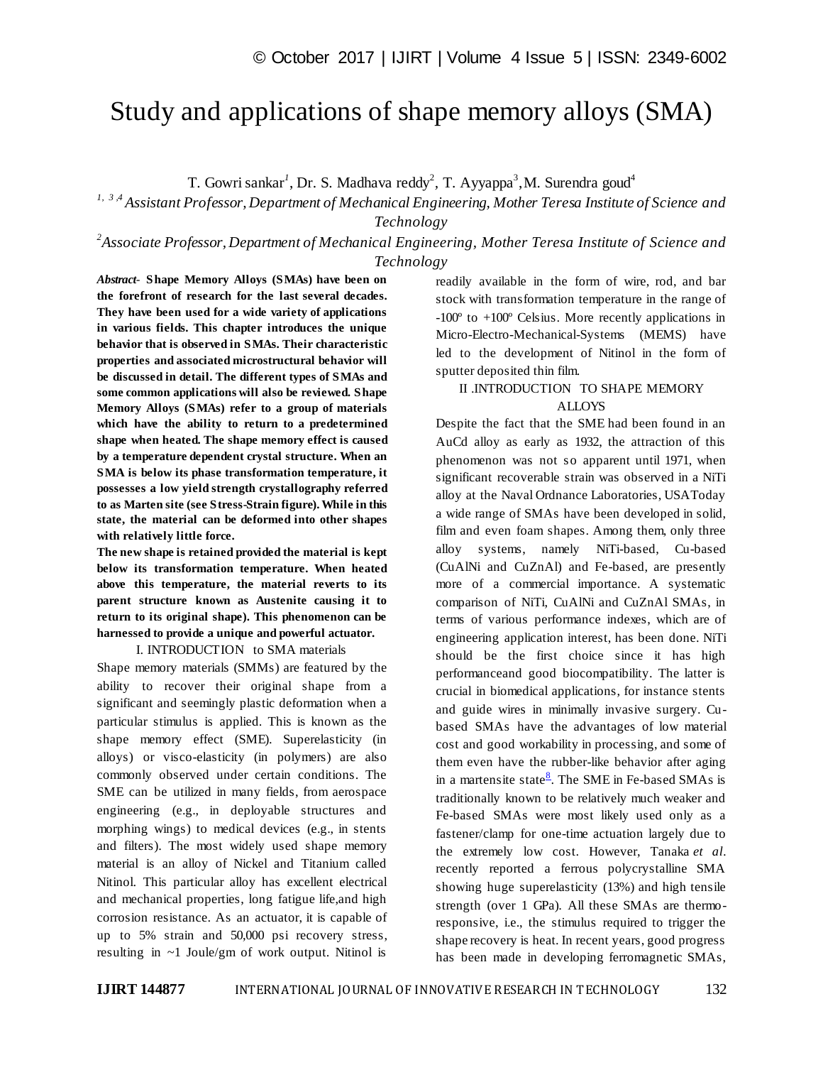# Study and applications of shape memory alloys (SMA)

T. Gowri sankar[1], Dr. S. Madhava reddy[2], T. Ayyappa[3], M. Surendra goud[4]

*[1, 3, 4] Assistant Professor, Department of Mechanical Engineering, Mother Teresa Institute of Science and Technology*

*[2] Associate Professor, Department of Mechanical Engineering, Mother Teresa Institute of Science and Technology*

***Abstract-* Shape Memory Alloys (SMAs) have been on the forefront of research for the last several decades. They have been used for a wide variety of applications in various fields. This chapter introduces the unique behavior that is observed in SMAs. Their characteristic properties and associated microstructural behavior will be discussed in detail. The different types of SMAs and some common applications will also be reviewed. Shape Memory Alloys (SMAs) refer to a group of materials which have the ability to return to a predetermined shape when heated. The shape memory effect is caused by a temperature dependent crystal structure. When an SMA is below its phase transformation temperature, it possesses a low yield strength crystallography referred to as Marten site (see Stress-Strain figure). While in this state, the material can be deformed into other shapes with relatively little force.**

**The new shape is retained provided the material is kept below its transformation temperature. When heated above this temperature, the material reverts to its parent structure known as Austenite causing it to return to its original shape). This phenomenon can be harnessed to provide a unique and powerful actuator.**

## I. INTRODUCTION to SMA materials

Shape memory materials (SMMs) are featured by the ability to recover their original shape from a significant and seemingly plastic deformation when a particular stimulus is applied. This is known as the shape memory effect (SME). Superelasticity (in alloys) or visco-elasticity (in polymers) are also commonly observed under certain conditions. The SME can be utilized in many fields, from aerospace engineering (e.g., in deployable structures and morphing wings) to medical devices (e.g., in stents and filters). The most widely used shape memory material is an alloy of Nickel and Titanium called Nitinol. This particular alloy has excellent electrical and mechanical properties, long fatigue life,and high corrosion resistance. As an actuator, it is capable of up to 5% strain and 50,000 psi recovery stress, resulting in ~1 Joule/gm of work output. Nitinol is readily available in the form of wire, rod, and bar stock with transformation temperature in the range of -100º to +100º Celsius. More recently applications in Micro-Electro-Mechanical-Systems (MEMS) have led to the development of Nitinol in the form of sputter deposited thin film.

## II .INTRODUCTION TO SHAPE MEMORY ALLOYS

Despite the fact that the SME had been found in an AuCd alloy as early as 1932, the attraction of this phenomenon was not so apparent until 1971, when significant recoverable strain was observed in a NiTi alloy at the Naval Ordnance Laboratories, USAToday a wide range of SMAs have been developed in solid, film and even foam shapes. Among them, only three alloy systems, namely NiTi-based, Cu-based (CuAlNi and CuZnAl) and Fe-based, are presently more of a commercial importance. A systematic comparison of NiTi, CuAlNi and CuZnAl SMAs, in terms of various performance indexes, which are of engineering application interest, has been done. NiTi should be the first choice since it has high performanceand good biocompatibility. The latter is crucial in biomedical applications, for instance stents and guide wires in minimally invasive surgery. Cu-based SMAs have the advantages of low material cost and good workability in processing, and some of them even have the rubber-like behavior after aging in a martensite state[8]. The SME in Fe-based SMAs is traditionally known to be relatively much weaker and Fe-based SMAs were most likely used only as a fastener/clamp for one-time actuation largely due to the extremely low cost. However, Tanaka *et al.* recently reported a ferrous polycrystalline SMA showing huge superelasticity (13%) and high tensile strength (over 1 GPa). All these SMAs are thermo-responsive, i.e., the stimulus required to trigger the shape recovery is heat. In recent years, good progress has been made in developing ferromagnetic SMAs,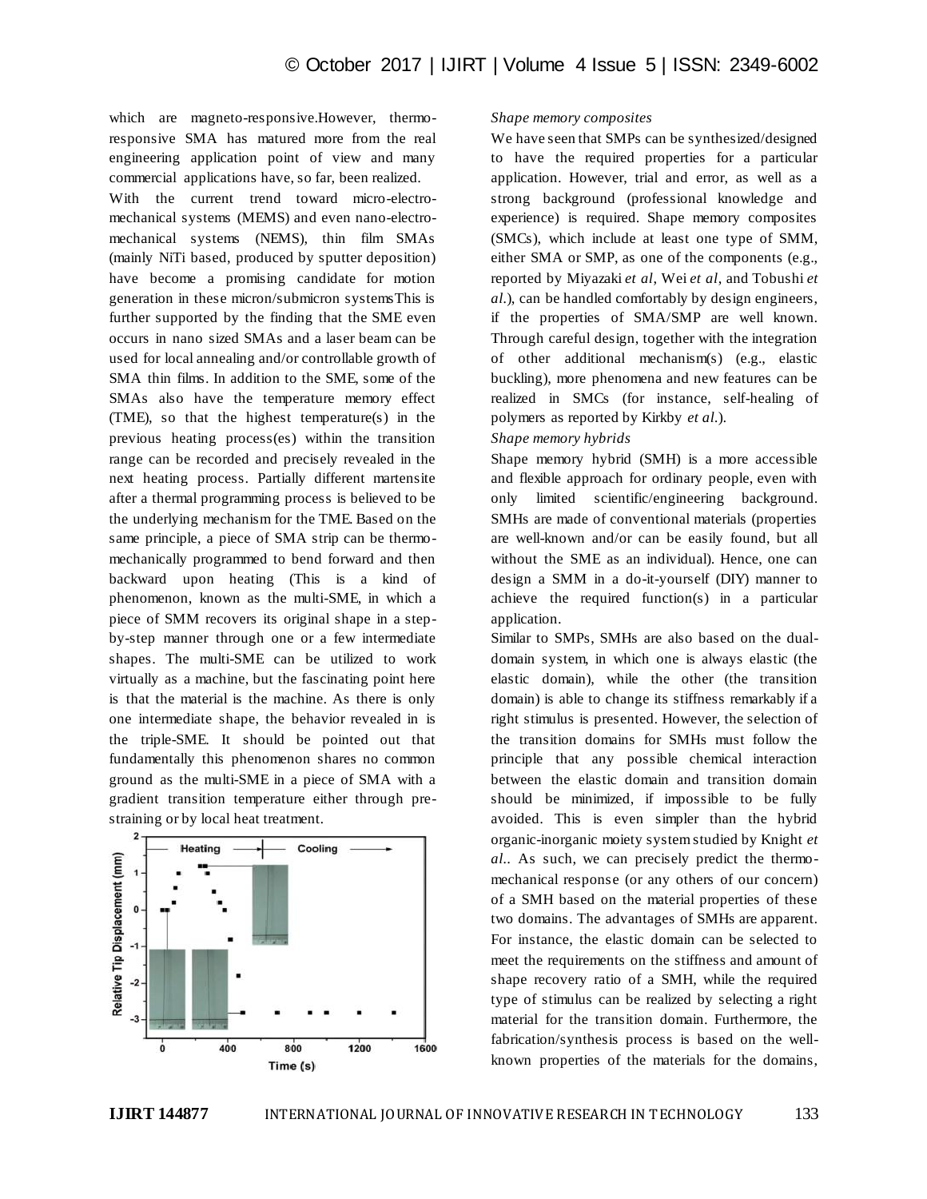which are magneto-responsive.However, thermo-responsive SMA has matured more from the real engineering application point of view and many commercial applications have, so far, been realized.

With the current trend toward micro-electro-mechanical systems (MEMS) and even nano-electro-mechanical systems (NEMS), thin film SMAs (mainly NiTi based, produced by sputter deposition) have become a promising candidate for motion generation in these micron/submicron systemsThis is further supported by the finding that the SME even occurs in nano sized SMAs and a laser beam can be used for local annealing and/or controllable growth of SMA thin films. In addition to the SME, some of the SMAs also have the temperature memory effect (TME), so that the highest temperature(s) in the previous heating process(es) within the transition range can be recorded and precisely revealed in the next heating process. Partially different martensite after a thermal programming process is believed to be the underlying mechanism for the TME. Based on the same principle, a piece of SMA strip can be thermo-mechanically programmed to bend forward and then backward upon heating (This is a kind of phenomenon, known as the multi-SME, in which a piece of SMM recovers its original shape in a step-by-step manner through one or a few intermediate shapes. The multi-SME can be utilized to work virtually as a machine, but the fascinating point here is that the material is the machine. As there is only one intermediate shape, the behavior revealed in is the triple-SME. It should be pointed out that fundamentally this phenomenon shares no common ground as the multi-SME in a piece of SMA with a gradient transition temperature either through pre-straining or by local heat treatment.

*Shape memory composites*

We have seen that SMPs can be synthesized/designed to have the required properties for a particular application. However, trial and error, as well as a strong background (professional knowledge and experience) is required. Shape memory composites (SMCs), which include at least one type of SMM, either SMA or SMP, as one of the components (e.g., reported by Miyazaki *et al*, Wei *et al*, and Tobushi *et al*.), can be handled comfortably by design engineers, if the properties of SMA/SMP are well known. Through careful design, together with the integration of other additional mechanism(s) (e.g., elastic buckling), more phenomena and new features can be realized in SMCs (for instance, self-healing of polymers as reported by Kirkby *et al*.).

*Shape memory hybrids*

Shape memory hybrid (SMH) is a more accessible and flexible approach for ordinary people, even with only limited scientific/engineering background. SMHs are made of conventional materials (properties are well-known and/or can be easily found, but all without the SME as an individual). Hence, one can design a SMM in a do-it-yourself (DIY) manner to achieve the required function(s) in a particular application.

Similar to SMPs, SMHs are also based on the dual-domain system, in which one is always elastic (the elastic domain), while the other (the transition domain) is able to change its stiffness remarkably if a right stimulus is presented. However, the selection of the transition domains for SMHs must follow the principle that any possible chemical interaction between the elastic domain and transition domain should be minimized, if impossible to be fully avoided. This is even simpler than the hybrid organic-inorganic moiety system studied by Knight *et al*.. As such, we can precisely predict the thermo-mechanical response (or any others of our concern) of a SMH based on the material properties of these two domains. The advantages of SMHs are apparent. For instance, the elastic domain can be selected to meet the requirements on the stiffness and amount of shape recovery ratio of a SMH, while the required type of stimulus can be realized by selecting a right material for the transition domain. Furthermore, the fabrication/synthesis process is based on the well-known properties of the materials for the domains,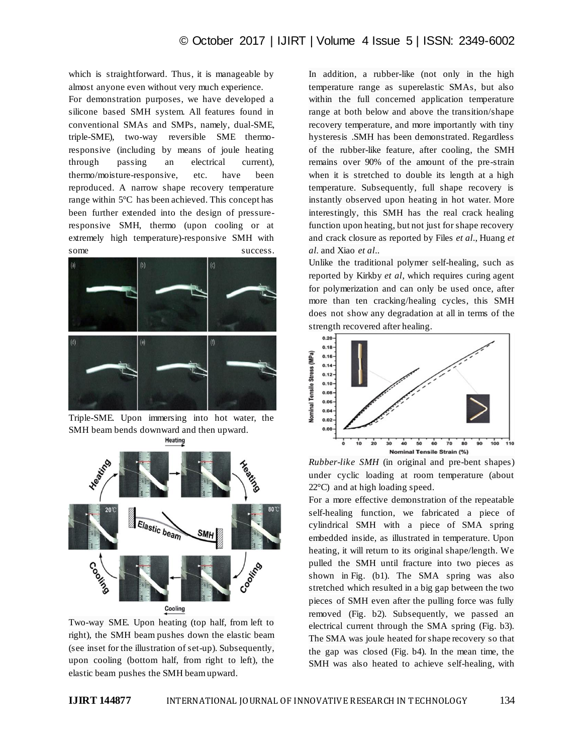which is straightforward. Thus, it is manageable by almost anyone even without very much experience.

For demonstration purposes, we have developed a silicone based SMH system. All features found in conventional SMAs and SMPs, namely, dual-SME, triple-SME), two-way reversible SME thermo-responsive (including by means of joule heating through passing an electrical current), thermo/moisture-responsive, etc. have been reproduced. A narrow shape recovery temperature range within 5°C has been achieved. This concept has been further extended into the design of pressure-responsive SMH, thermo (upon cooling or at extremely high temperature)-responsive SMH with some success.

Triple-SME. Upon immersing into hot water, the SMH beam bends downward and then upward.

Two-way SME. Upon heating (top half, from left to right), the SMH beam pushes down the elastic beam (see inset for the illustration of set-up). Subsequently, upon cooling (bottom half, from right to left), the elastic beam pushes the SMH beam upward.

In addition, a rubber-like (not only in the high temperature range as superelastic SMAs, but also within the full concerned application temperature range at both below and above the transition/shape recovery temperature, and more importantly with tiny hysteresis .SMH has been demonstrated. Regardless of the rubber-like feature, after cooling, the SMH remains over 90% of the amount of the pre-strain when it is stretched to double its length at a high temperature. Subsequently, full shape recovery is instantly observed upon heating in hot water. More interestingly, this SMH has the real crack healing function upon heating, but not just for shape recovery and crack closure as reported by Files *et al*., Huang *et al*. and Xiao *et al*..

Unlike the traditional polymer self-healing, such as reported by Kirkby *et al*, which requires curing agent for polymerization and can only be used once, after more than ten cracking/healing cycles, this SMH does not show any degradation at all in terms of the strength recovered after healing.

*Rubber-like SMH* (in original and pre-bent shapes) under cyclic loading at room temperature (about 22°C) and at high loading speed.

For a more effective demonstration of the repeatable self-healing function, we fabricated a piece of cylindrical SMH with a piece of SMA spring embedded inside, as illustrated in temperature. Upon heating, it will return to its original shape/length. We pulled the SMH until fracture into two pieces as shown in Fig. (b1). The SMA spring was also stretched which resulted in a big gap between the two pieces of SMH even after the pulling force was fully removed (Fig. b2). Subsequently, we passed an electrical current through the SMA spring (Fig. b3). The SMA was joule heated for shape recovery so that the gap was closed (Fig. b4). In the mean time, the SMH was also heated to achieve self-healing, with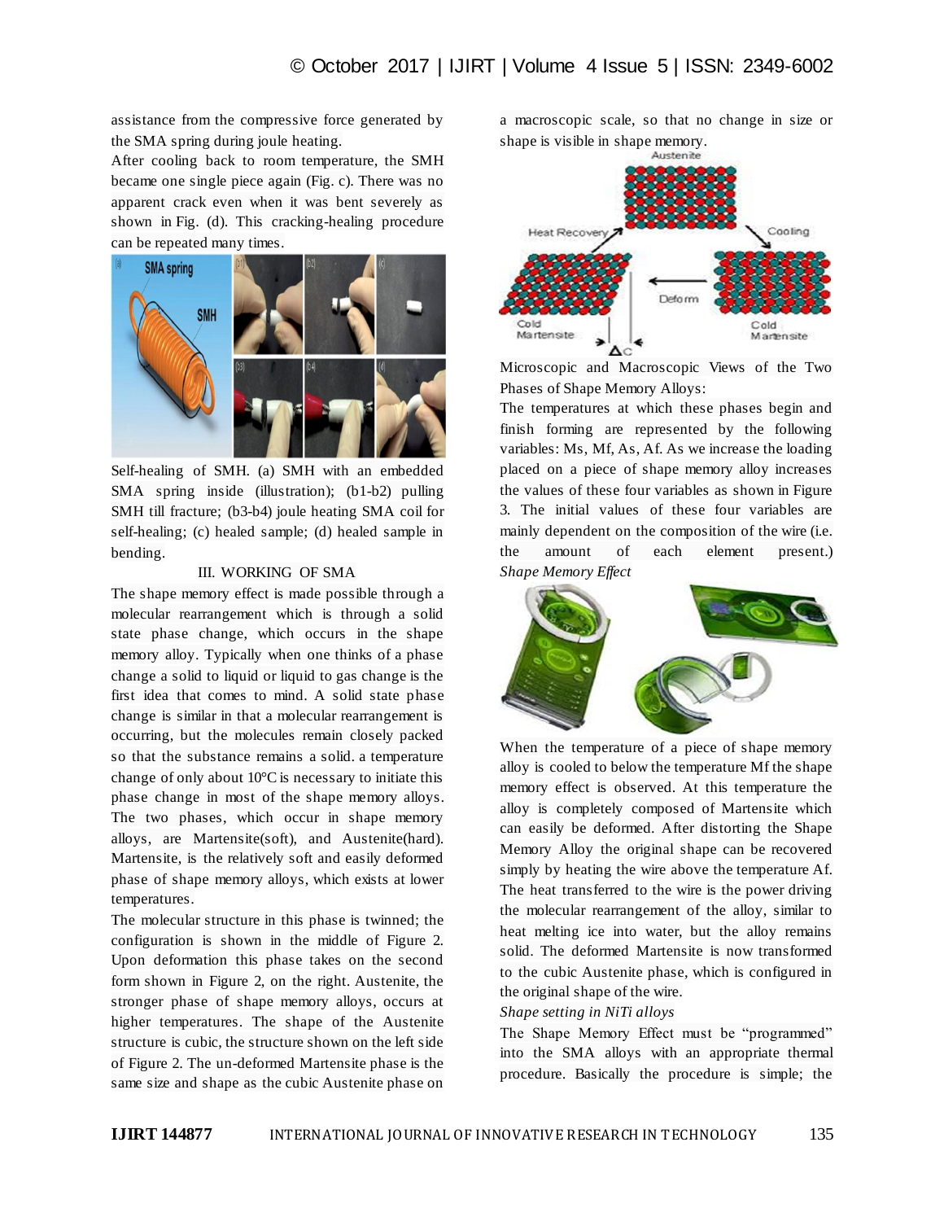assistance from the compressive force generated by the SMA spring during joule heating.

After cooling back to room temperature, the SMH became one single piece again (Fig. c). There was no apparent crack even when it was bent severely as shown in Fig. (d). This cracking-healing procedure can be repeated many times.

Self-healing of SMH. (a) SMH with an embedded SMA spring inside (illustration); (b1-b2) pulling SMH till fracture; (b3-b4) joule heating SMA coil for self-healing; (c) healed sample; (d) healed sample in bending.

## III. WORKING OF SMA

The shape memory effect is made possible through a molecular rearrangement which is through a solid state phase change, which occurs in the shape memory alloy. Typically when one thinks of a phase change a solid to liquid or liquid to gas change is the first idea that comes to mind. A solid state phase change is similar in that a molecular rearrangement is occurring, but the molecules remain closely packed so that the substance remains a solid. a temperature change of only about 10°C is necessary to initiate this phase change in most of the shape memory alloys. The two phases, which occur in shape memory alloys, are Martensite(soft), and Austenite(hard). Martensite, is the relatively soft and easily deformed phase of shape memory alloys, which exists at lower temperatures.

The molecular structure in this phase is twinned; the configuration is shown in the middle of Figure 2. Upon deformation this phase takes on the second form shown in Figure 2, on the right. Austenite, the stronger phase of shape memory alloys, occurs at higher temperatures. The shape of the Austenite structure is cubic, the structure shown on the left side of Figure 2. The un-deformed Martensite phase is the same size and shape as the cubic Austenite phase on a macroscopic scale, so that no change in size or shape is visible in shape memory.

Microscopic and Macroscopic Views of the Two Phases of Shape Memory Alloys:

The temperatures at which these phases begin and finish forming are represented by the following variables: Ms, Mf, As, Af. As we increase the loading placed on a piece of shape memory alloy increases the values of these four variables as shown in Figure 3. The initial values of these four variables are mainly dependent on the composition of the wire (i.e. the amount of each element present.)

*Shape Memory Effect*

When the temperature of a piece of shape memory alloy is cooled to below the temperature Mf the shape memory effect is observed. At this temperature the alloy is completely composed of Martensite which can easily be deformed. After distorting the Shape Memory Alloy the original shape can be recovered simply by heating the wire above the temperature Af. The heat transferred to the wire is the power driving the molecular rearrangement of the alloy, similar to heat melting ice into water, but the alloy remains solid. The deformed Martensite is now transformed to the cubic Austenite phase, which is configured in the original shape of the wire.

*Shape setting in NiTi alloys*

The Shape Memory Effect must be "programmed" into the SMA alloys with an appropriate thermal procedure. Basically the procedure is simple; the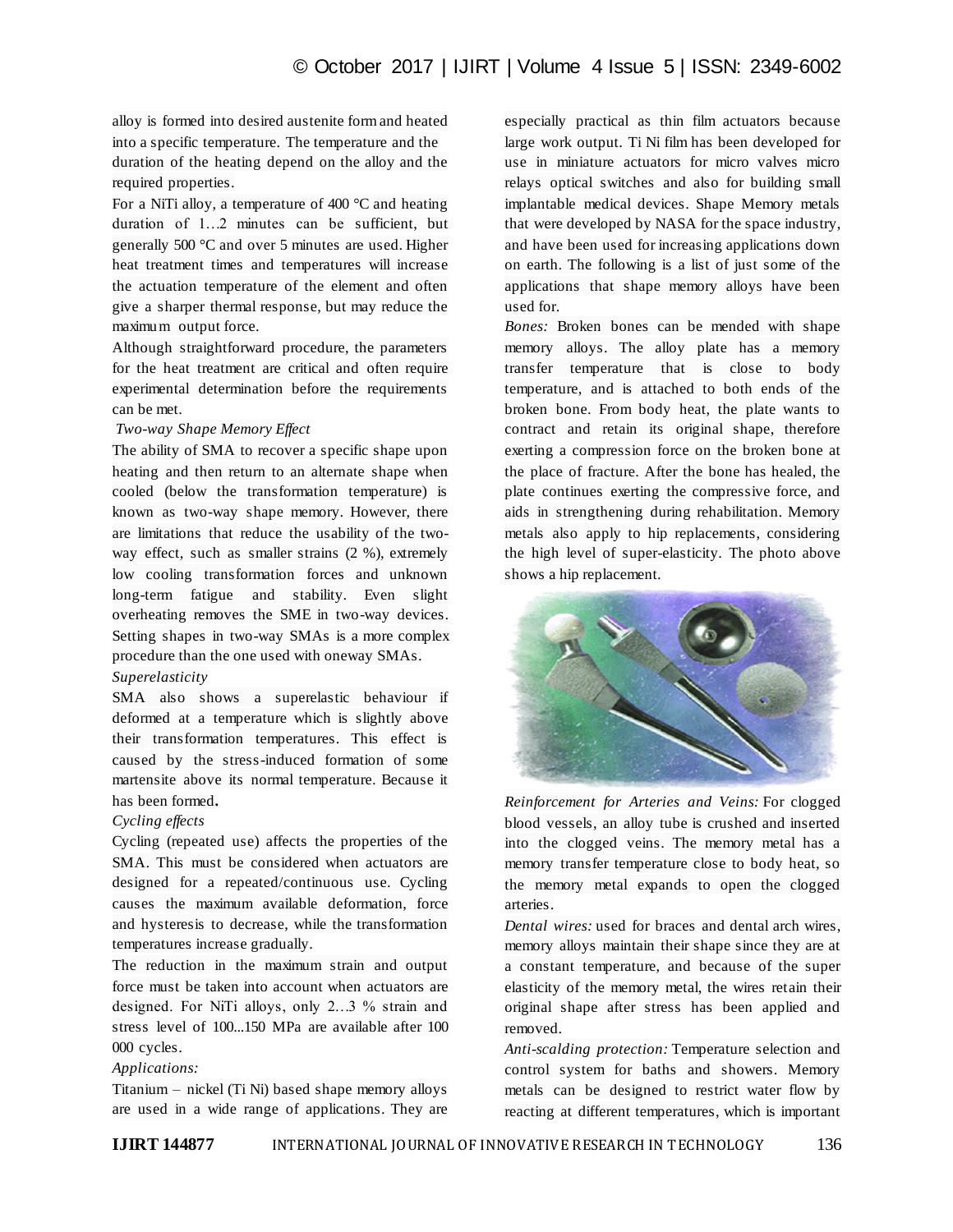alloy is formed into desired austenite form and heated into a specific temperature. The temperature and the duration of the heating depend on the alloy and the required properties.

For a NiTi alloy, a temperature of 400 °C and heating duration of 1…2 minutes can be sufficient, but generally 500 °C and over 5 minutes are used. Higher heat treatment times and temperatures will increase the actuation temperature of the element and often give a sharper thermal response, but may reduce the maximum output force.

Although straightforward procedure, the parameters for the heat treatment are critical and often require experimental determination before the requirements can be met.

*Two-way Shape Memory Effect*

The ability of SMA to recover a specific shape upon heating and then return to an alternate shape when cooled (below the transformation temperature) is known as two-way shape memory. However, there are limitations that reduce the usability of the two-way effect, such as smaller strains (2 %), extremely low cooling transformation forces and unknown long-term fatigue and stability. Even slight overheating removes the SME in two-way devices. Setting shapes in two-way SMAs is a more complex procedure than the one used with oneway SMAs.

*Superelasticity*

SMA also shows a superelastic behaviour if deformed at a temperature which is slightly above their transformation temperatures. This effect is caused by the stress-induced formation of some martensite above its normal temperature. Because it has been formed**.**

*Cycling effects*

Cycling (repeated use) affects the properties of the SMA. This must be considered when actuators are designed for a repeated/continuous use. Cycling causes the maximum available deformation, force and hysteresis to decrease, while the transformation temperatures increase gradually.

The reduction in the maximum strain and output force must be taken into account when actuators are designed. For NiTi alloys, only 2…3 % strain and stress level of 100...150 MPa are available after 100 000 cycles.

*Applications:*

Titanium – nickel (Ti Ni) based shape memory alloys are used in a wide range of applications. They are especially practical as thin film actuators because large work output. Ti Ni film has been developed for use in miniature actuators for micro valves micro relays optical switches and also for building small implantable medical devices. Shape Memory metals that were developed by NASA for the space industry, and have been used for increasing applications down on earth. The following is a list of just some of the applications that shape memory alloys have been used for.

*Bones:* Broken bones can be mended with shape memory alloys. The alloy plate has a memory transfer temperature that is close to body temperature, and is attached to both ends of the broken bone. From body heat, the plate wants to contract and retain its original shape, therefore exerting a compression force on the broken bone at the place of fracture. After the bone has healed, the plate continues exerting the compressive force, and aids in strengthening during rehabilitation. Memory metals also apply to hip replacements, considering the high level of super-elasticity. The photo above shows a hip replacement.

*Reinforcement for Arteries and Veins:* For clogged blood vessels, an alloy tube is crushed and inserted into the clogged veins. The memory metal has a memory transfer temperature close to body heat, so the memory metal expands to open the clogged arteries.

*Dental wires:* used for braces and dental arch wires, memory alloys maintain their shape since they are at a constant temperature, and because of the super elasticity of the memory metal, the wires retain their original shape after stress has been applied and removed.

*Anti-scalding protection:* Temperature selection and control system for baths and showers. Memory metals can be designed to restrict water flow by reacting at different temperatures, which is important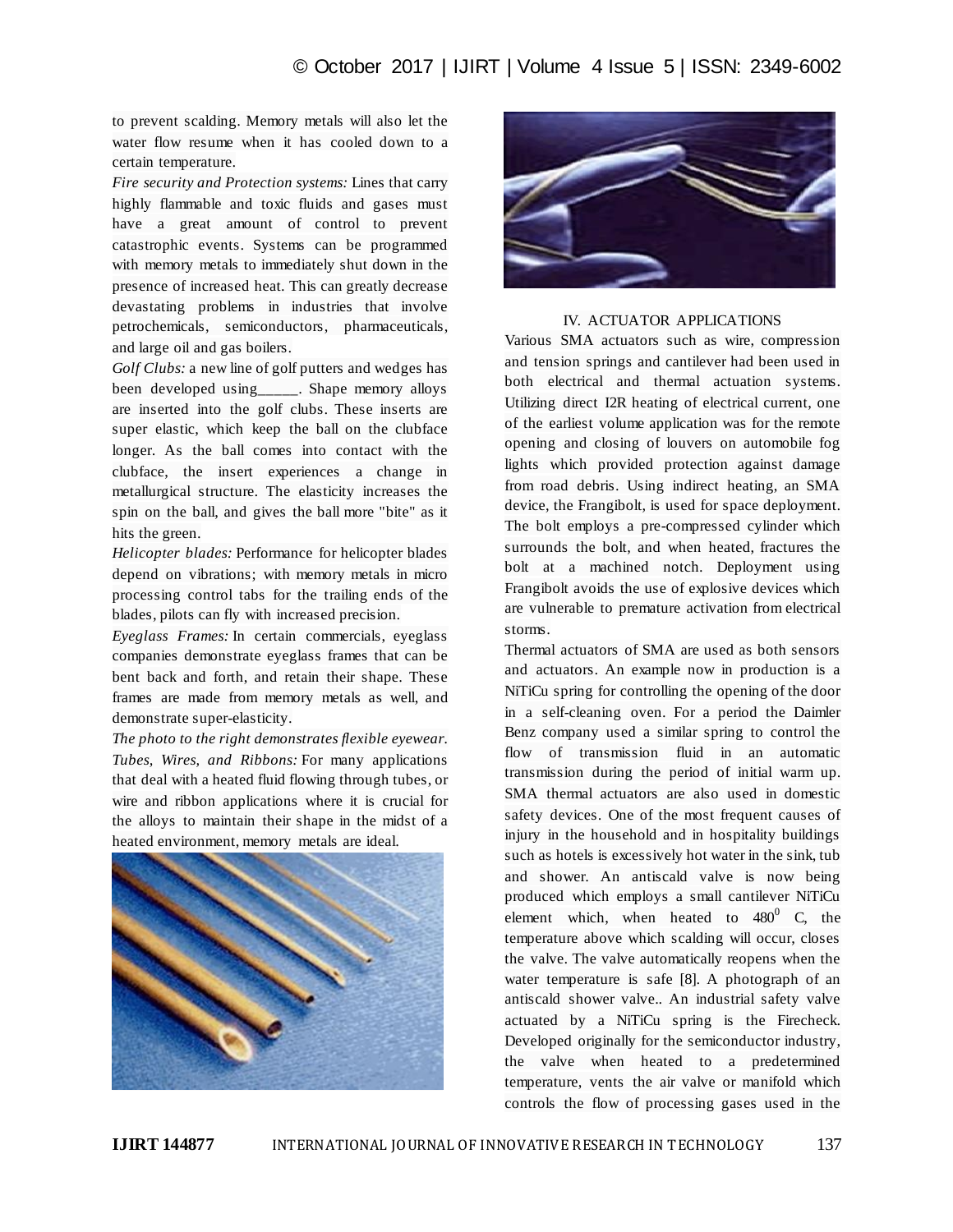to prevent scalding. Memory metals will also let the water flow resume when it has cooled down to a certain temperature.

*Fire security and Protection systems:* Lines that carry highly flammable and toxic fluids and gases must have a great amount of control to prevent catastrophic events. Systems can be programmed with memory metals to immediately shut down in the presence of increased heat. This can greatly decrease devastating problems in industries that involve petrochemicals, semiconductors, pharmaceuticals, and large oil and gas boilers.

*Golf Clubs:* a new line of golf putters and wedges has been developed using_____. Shape memory alloys are inserted into the golf clubs. These inserts are super elastic, which keep the ball on the clubface longer. As the ball comes into contact with the clubface, the insert experiences a change in metallurgical structure. The elasticity increases the spin on the ball, and gives the ball more "bite" as it hits the green.

*Helicopter blades:* Performance for helicopter blades depend on vibrations; with memory metals in micro processing control tabs for the trailing ends of the blades, pilots can fly with increased precision.

*Eyeglass Frames:* In certain commercials, eyeglass companies demonstrate eyeglass frames that can be bent back and forth, and retain their shape. These frames are made from memory metals as well, and demonstrate super-elasticity.

*The photo to the right demonstrates flexible eyewear.*

*Tubes, Wires, and Ribbons:* For many applications that deal with a heated fluid flowing through tubes, or wire and ribbon applications where it is crucial for the alloys to maintain their shape in the midst of a heated environment, memory metals are ideal.

## IV. ACTUATOR APPLICATIONS

Various SMA actuators such as wire, compression and tension springs and cantilever had been used in both electrical and thermal actuation systems. Utilizing direct I2R heating of electrical current, one of the earliest volume application was for the remote opening and closing of louvers on automobile fog lights which provided protection against damage from road debris. Using indirect heating, an SMA device, the Frangibolt, is used for space deployment. The bolt employs a pre-compressed cylinder which surrounds the bolt, and when heated, fractures the bolt at a machined notch. Deployment using Frangibolt avoids the use of explosive devices which are vulnerable to premature activation from electrical storms.

Thermal actuators of SMA are used as both sensors and actuators. An example now in production is a NiTiCu spring for controlling the opening of the door in a self-cleaning oven. For a period the Daimler Benz company used a similar spring to control the flow of transmission fluid in an automatic transmission during the period of initial warm up. SMA thermal actuators are also used in domestic safety devices. One of the most frequent causes of injury in the household and in hospitality buildings such as hotels is excessively hot water in the sink, tub and shower. An antiscald valve is now being produced which employs a small cantilever NiTiCu element which, when heated to $480^0$ C, the temperature above which scalding will occur, closes the valve. The valve automatically reopens when the water temperature is safe [8]. A photograph of an antiscald shower valve.. An industrial safety valve actuated by a NiTiCu spring is the Firecheck. Developed originally for the semiconductor industry, the valve when heated to a predetermined temperature, vents the air valve or manifold which controls the flow of processing gases used in the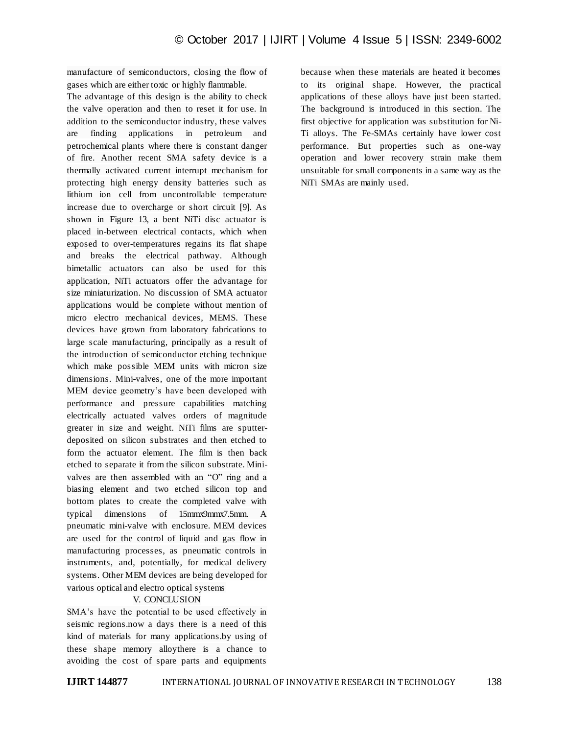manufacture of semiconductors, closing the flow of gases which are either toxic or highly flammable.

The advantage of this design is the ability to check the valve operation and then to reset it for use. In addition to the semiconductor industry, these valves are finding applications in petroleum and petrochemical plants where there is constant danger of fire. Another recent SMA safety device is a thermally activated current interrupt mechanism for protecting high energy density batteries such as lithium ion cell from uncontrollable temperature increase due to overcharge or short circuit [9]. As shown in Figure 13, a bent NiTi disc actuator is placed in-between electrical contacts, which when exposed to over-temperatures regains its flat shape and breaks the electrical pathway. Although bimetallic actuators can also be used for this application, NiTi actuators offer the advantage for size miniaturization. No discussion of SMA actuator applications would be complete without mention of micro electro mechanical devices, MEMS. These devices have grown from laboratory fabrications to large scale manufacturing, principally as a result of the introduction of semiconductor etching technique which make possible MEM units with micron size dimensions. Mini-valves, one of the more important MEM device geometry's have been developed with performance and pressure capabilities matching electrically actuated valves orders of magnitude greater in size and weight. NiTi films are sputter-deposited on silicon substrates and then etched to form the actuator element. The film is then back etched to separate it from the silicon substrate. Mini-valves are then assembled with an "O" ring and a biasing element and two etched silicon top and bottom plates to create the completed valve with typical dimensions of 15mmx9mmx7.5mm. A pneumatic mini-valve with enclosure. MEM devices are used for the control of liquid and gas flow in manufacturing processes, as pneumatic controls in instruments, and, potentially, for medical delivery systems. Other MEM devices are being developed for various optical and electro optical systems

## V. CONCLUSION

SMA's have the potential to be used effectively in seismic regions.now a days there is a need of this kind of materials for many applications.by using of these shape memory alloythere is a chance to avoiding the cost of spare parts and equipments because when these materials are heated it becomes to its original shape. However, the practical applications of these alloys have just been started. The background is introduced in this section. The first objective for application was substitution for Ni-Ti alloys. The Fe-SMAs certainly have lower cost performance. But properties such as one-way operation and lower recovery strain make them unsuitable for small components in a same way as the NiTi SMAs are mainly used.